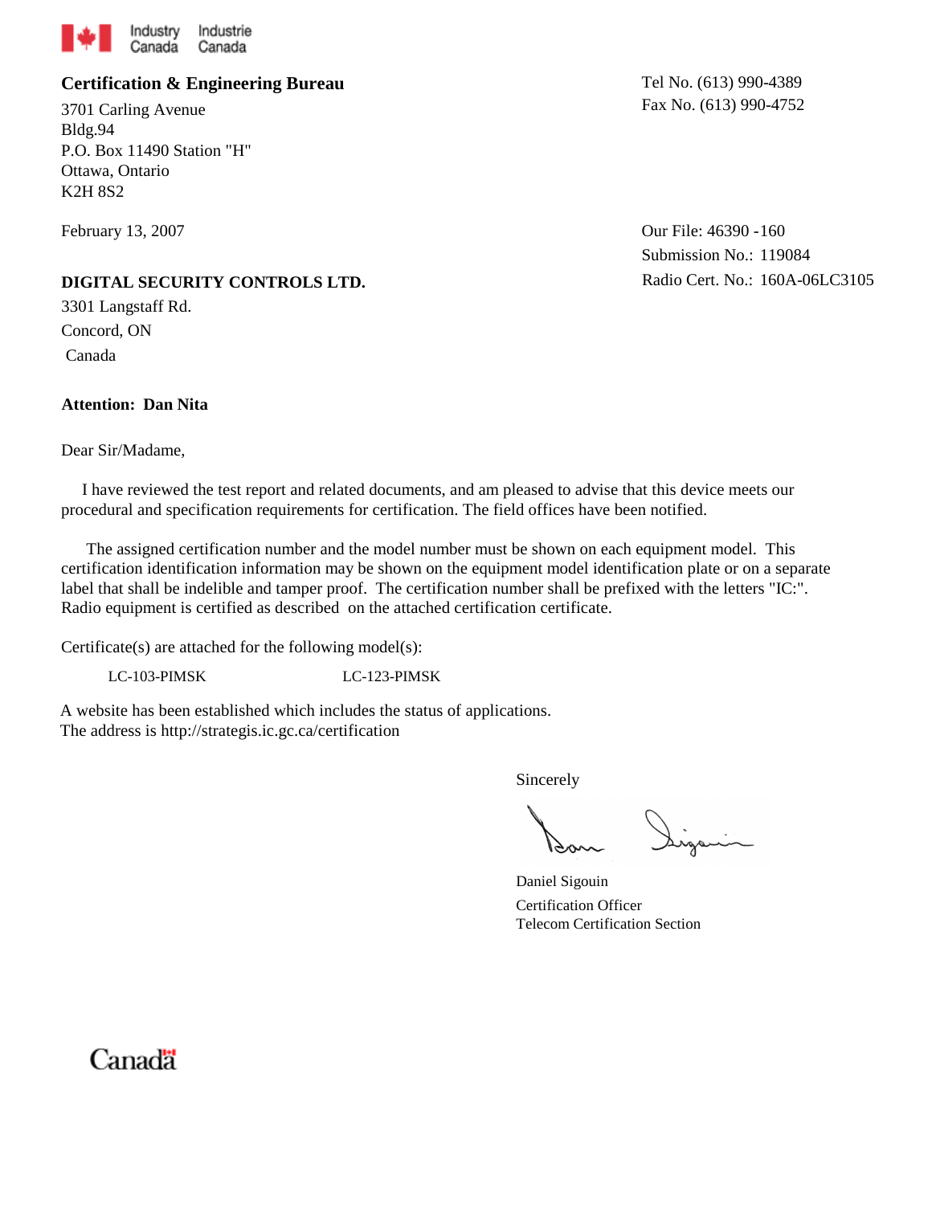Industry Canada Industrie Canada

**Certification & Engineering Bureau**

3701 Carling Avenue
Bldg.94
P.O. Box 11490 Station "H"
Ottawa, Ontario
K2H 8S2

Tel No. (613) 990-4389
Fax No. (613) 990-4752

February 13, 2007

Our File: 46390 -160
Submission No.: 119084
Radio Cert. No.: 160A-06LC3105

**DIGITAL SECURITY CONTROLS LTD.**

3301 Langstaff Rd.
Concord, ON
Canada

**Attention: Dan Nita**

Dear Sir/Madame,

I have reviewed the test report and related documents, and am pleased to advise that this device meets our procedural and specification requirements for certification. The field offices have been notified.

The assigned certification number and the model number must be shown on each equipment model. This certification identification information may be shown on the equipment model identification plate or on a separate label that shall be indelible and tamper proof. The certification number shall be prefixed with the letters "IC:". Radio equipment is certified as described on the attached certification certificate.

Certificate(s) are attached for the following model(s):

LC-103-PIMSK LC-123-PIMSK

A website has been established which includes the status of applications.
The address is http://strategis.ic.gc.ca/certification

Sincerely

Daniel Sigouin
Certification Officer
Telecom Certification Section

Canada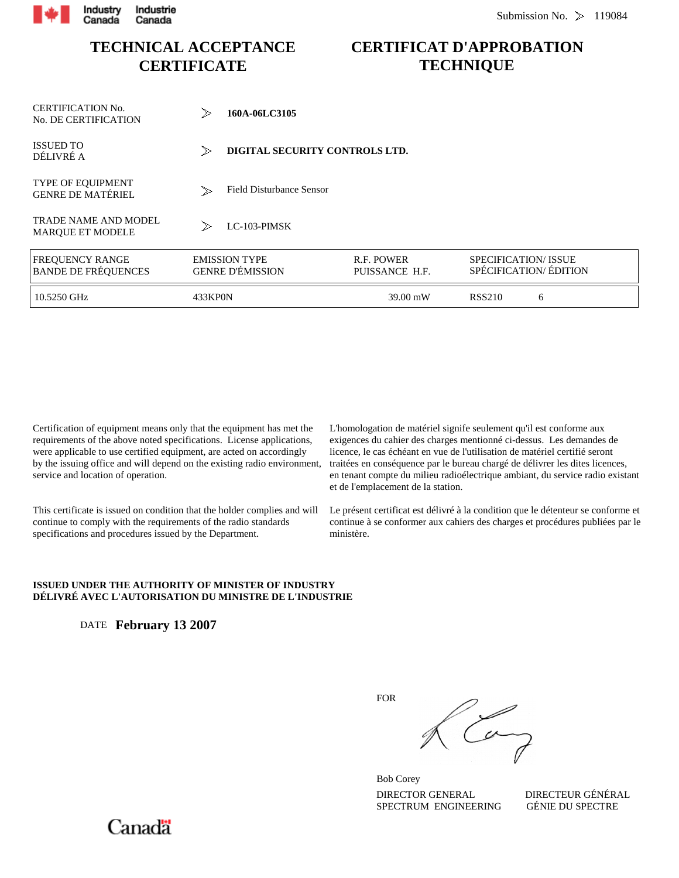Industry Canada | Industrie Canada

Submission No. ≫ 119084

# TECHNICAL ACCEPTANCE CERTIFICATE

# CERTIFICAT D'APPROBATION TECHNIQUE

CERTIFICATION No.
No. DE CERTIFICATION ≫ **160A-06LC3105**

ISSUED TO
DÉLIVRÉ A ≫ **DIGITAL SECURITY CONTROLS LTD.**

TYPE OF EQUIPMENT
GENRE DE MATÉRIEL ≫ Field Disturbance Sensor

TRADE NAME AND MODEL
MARQUE ET MODELE ≫ LC-103-PIMSK

| FREQUENCY RANGE<br>BANDE DE FRÉQUENCES | EMISSION TYPE<br>GENRE D'ÉMISSION | R.F. POWER<br>PUISSANCE H.F. | SPECIFICATION/ ISSUE<br>SPÉCIFICATION/ ÉDITION | |
|---|---|---|---|---|
| 10.5250 GHz | 433KP0N | 39.00 mW | RSS210 | 6 |

Certification of equipment means only that the equipment has met the requirements of the above noted specifications. License applications, were applicable to use certified equipment, are acted on accordingly by the issuing office and will depend on the existing radio environment, service and location of operation.

This certificate is issued on condition that the holder complies and will continue to comply with the requirements of the radio standards specifications and procedures issued by the Department.

L'homologation de matériel signife seulement qu'il est conforme aux exigences du cahier des charges mentionné ci-dessus. Les demandes de licence, le cas échéant en vue de l'utilisation de matériel certifié seront traitées en conséquence par le bureau chargé de délivrer les dites licences, en tenant compte du milieu radioélectrique ambiant, du service radio existant et de l'emplacement de la station.

Le présent certificat est délivré à la condition que le détenteur se conforme et continue à se conformer aux cahiers des charges et procédures publiées par le ministère.

**ISSUED UNDER THE AUTHORITY OF MINISTER OF INDUSTRY**
**DÉLIVRÉ AVEC L'AUTORISATION DU MINISTRE DE L'INDUSTRIE**

DATE **February 13 2007**

FOR

Bob Corey

DIRECTOR GENERAL
SPECTRUM ENGINEERING

DIRECTEUR GÉNÉRAL
GÉNIE DU SPECTRE

Canada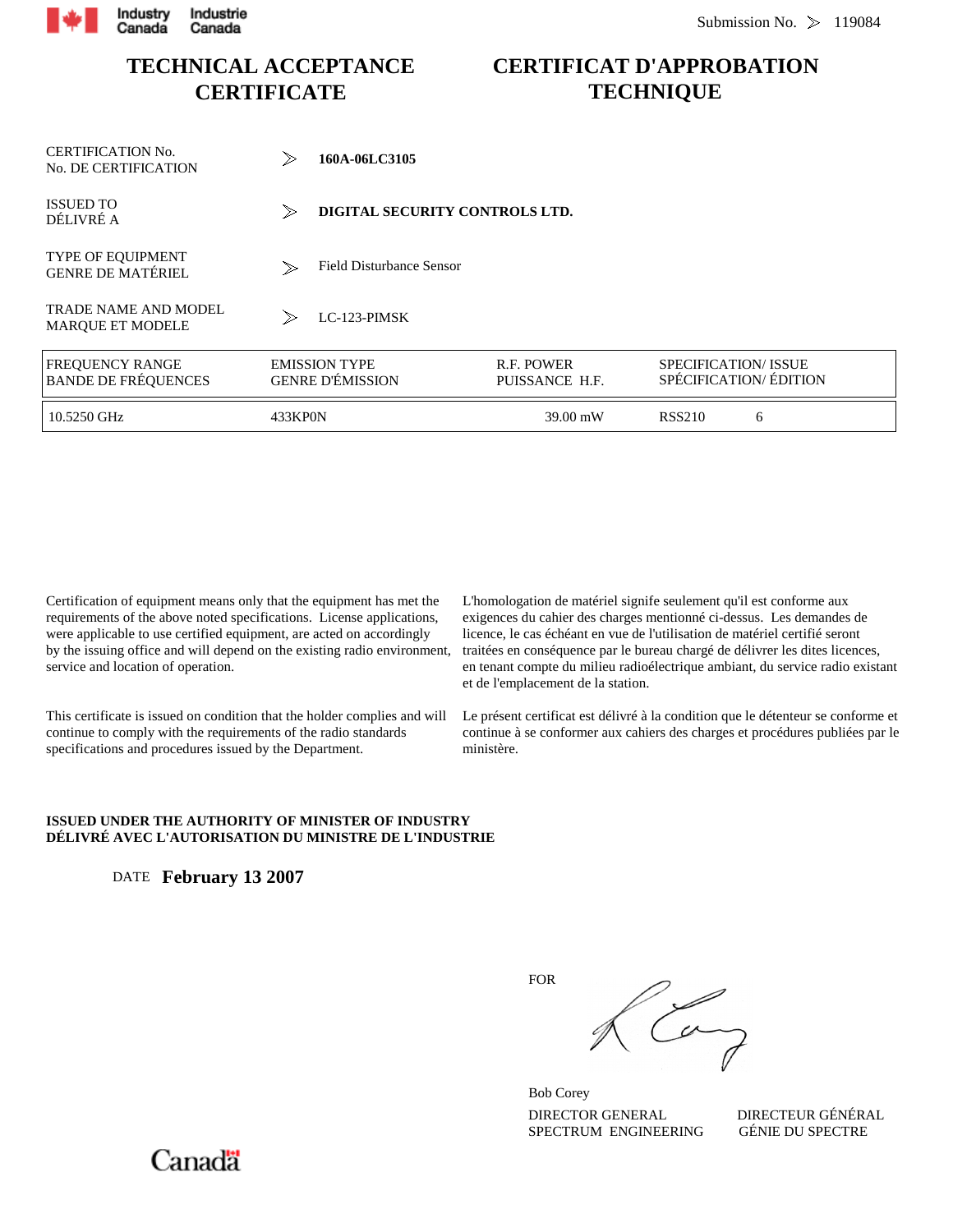Industry Canada / Industrie Canada

Submission No. ⪢ 119084

# TECHNICAL ACCEPTANCE CERTIFICATE

# CERTIFICAT D'APPROBATION TECHNIQUE

| | | |
|---|---|---|
| CERTIFICATION No.<br>No. DE CERTIFICATION | ⪢ | **160A-06LC3105** |
| ISSUED TO<br>DÉLIVRÉ A | ⪢ | **DIGITAL SECURITY CONTROLS LTD.** |
| TYPE OF EQUIPMENT<br>GENRE DE MATÉRIEL | ⪢ | Field Disturbance Sensor |
| TRADE NAME AND MODEL<br>MARQUE ET MODELE | ⪢ | LC-123-PIMSK |

| FREQUENCY RANGE<br>BANDE DE FRÉQUENCES | EMISSION TYPE<br>GENRE D'ÉMISSION | R.F. POWER<br>PUISSANCE H.F. | SPECIFICATION/ ISSUE<br>SPÉCIFICATION/ ÉDITION | |
|---|---|---|---|---|
| 10.5250 GHz | 433KP0N | 39.00 mW | RSS210 | 6 |

Certification of equipment means only that the equipment has met the requirements of the above noted specifications. License applications, were applicable to use certified equipment, are acted on accordingly by the issuing office and will depend on the existing radio environment, service and location of operation.

This certificate is issued on condition that the holder complies and will continue to comply with the requirements of the radio standards specifications and procedures issued by the Department.

L'homologation de matériel signife seulement qu'il est conforme aux exigences du cahier des charges mentionné ci-dessus. Les demandes de licence, le cas échéant en vue de l'utilisation de matériel certifié seront traitées en conséquence par le bureau chargé de délivrer les dites licences, en tenant compte du milieu radioélectrique ambiant, du service radio existant et de l'emplacement de la station.

Le présent certificat est délivré à la condition que le détenteur se conforme et continue à se conformer aux cahiers des charges et procédures publiées par le ministère.

**ISSUED UNDER THE AUTHORITY OF MINISTER OF INDUSTRY**
**DÉLIVRÉ AVEC L'AUTORISATION DU MINISTRE DE L'INDUSTRIE**

DATE **February 13 2007**

FOR

Bob Corey

DIRECTOR GENERAL
SPECTRUM ENGINEERING

DIRECTEUR GÉNÉRAL
GÉNIE DU SPECTRE

Canada